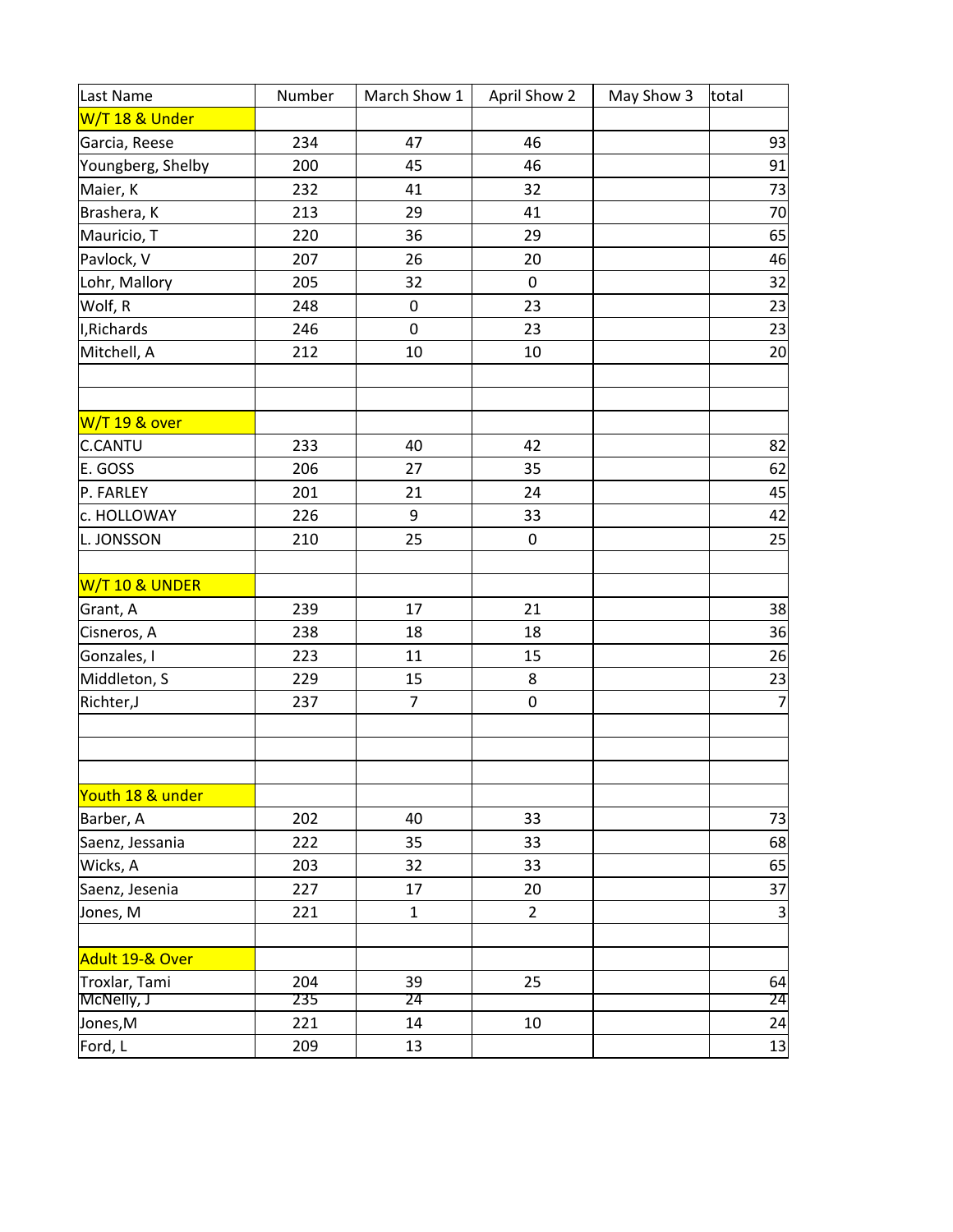| Last Name | Number | March Show 1 | April Show 2 | May Show 3 | total |
|---|---|---|---|---|---|
| W/T 18 & Under | | | | | |
| Garcia, Reese | 234 | 47 | 46 | | 93 |
| Youngberg, Shelby | 200 | 45 | 46 | | 91 |
| Maier, K | 232 | 41 | 32 | | 73 |
| Brashera, K | 213 | 29 | 41 | | 70 |
| Mauricio, T | 220 | 36 | 29 | | 65 |
| Pavlock, V | 207 | 26 | 20 | | 46 |
| Lohr, Mallory | 205 | 32 | 0 | | 32 |
| Wolf, R | 248 | 0 | 23 | | 23 |
| I,Richards | 246 | 0 | 23 | | 23 |
| Mitchell, A | 212 | 10 | 10 | | 20 |
| | | | | | |
| | | | | | |
| W/T 19 & over | | | | | |
| C.CANTU | 233 | 40 | 42 | | 82 |
| E. GOSS | 206 | 27 | 35 | | 62 |
| P. FARLEY | 201 | 21 | 24 | | 45 |
| c. HOLLOWAY | 226 | 9 | 33 | | 42 |
| L. JONSSON | 210 | 25 | 0 | | 25 |
| | | | | | |
| W/T 10 & UNDER | | | | | |
| Grant, A | 239 | 17 | 21 | | 38 |
| Cisneros, A | 238 | 18 | 18 | | 36 |
| Gonzales, I | 223 | 11 | 15 | | 26 |
| Middleton, S | 229 | 15 | 8 | | 23 |
| Richter,J | 237 | 7 | 0 | | 7 |
| | | | | | |
| | | | | | |
| | | | | | |
| Youth 18 & under | | | | | |
| Barber, A | 202 | 40 | 33 | | 73 |
| Saenz, Jessania | 222 | 35 | 33 | | 68 |
| Wicks, A | 203 | 32 | 33 | | 65 |
| Saenz, Jesenia | 227 | 17 | 20 | | 37 |
| Jones, M | 221 | 1 | 2 | | 3 |
| | | | | | |
| Adult 19-& Over | | | | | |
| Troxlar, Tami | 204 | 39 | 25 | | 64 |
| McNelly, J | 235 | 24 | | | 24 |
| Jones,M | 221 | 14 | 10 | | 24 |
| Ford, L | 209 | 13 | | | 13 |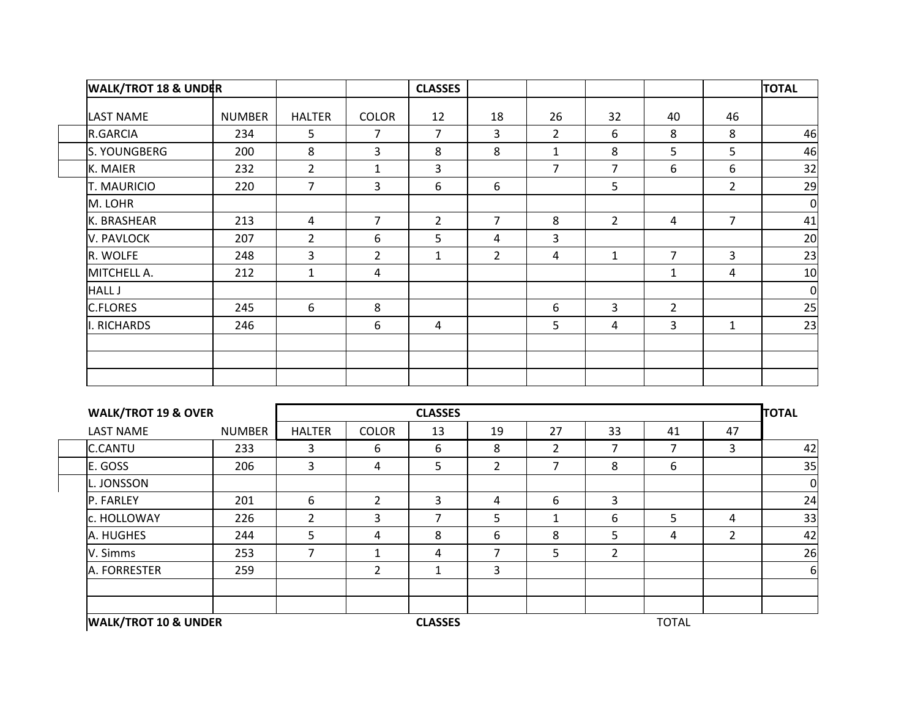| WALK/TROT 18 & UNDER | | | | CLASSES | | | | | | TOTAL |
|---|---|---|---|---|---|---|---|---|---|---|
| LAST NAME | NUMBER | HALTER | COLOR | 12 | 18 | 26 | 32 | 40 | 46 | |
| R.GARCIA | 234 | 5 | 7 | 7 | 3 | 2 | 6 | 8 | 8 | 46 |
| S. YOUNGBERG | 200 | 8 | 3 | 8 | 8 | 1 | 8 | 5 | 5 | 46 |
| K. MAIER | 232 | 2 | 1 | 3 | | 7 | 7 | 6 | 6 | 32 |
| T. MAURICIO | 220 | 7 | 3 | 6 | 6 | | 5 | | 2 | 29 |
| M. LOHR | | | | | | | | | | 0 |
| K. BRASHEAR | 213 | 4 | 7 | 2 | 7 | 8 | 2 | 4 | 7 | 41 |
| V. PAVLOCK | 207 | 2 | 6 | 5 | 4 | 3 | | | | 20 |
| R. WOLFE | 248 | 3 | 2 | 1 | 2 | 4 | 1 | 7 | 3 | 23 |
| MITCHELL A. | 212 | 1 | 4 | | | | | 1 | 4 | 10 |
| HALL J | | | | | | | | | | 0 |
| C.FLORES | 245 | 6 | 8 | | | 6 | 3 | 2 | | 25 |
| I. RICHARDS | 246 | | 6 | 4 | | 5 | 4 | 3 | 1 | 23 |
| | | | | | | | | | | |
| | | | | | | | | | | |
| | | | | | | | | | | |

| WALK/TROT 19 & OVER | | | | CLASSES | | | | | | TOTAL |
|---|---|---|---|---|---|---|---|---|---|---|
| LAST NAME | NUMBER | HALTER | COLOR | 13 | 19 | 27 | 33 | 41 | 47 | |
| C.CANTU | 233 | 3 | 6 | 6 | 8 | 2 | 7 | 7 | 3 | 42 |
| E. GOSS | 206 | 3 | 4 | 5 | 2 | 7 | 8 | 6 | | 35 |
| L. JONSSON | | | | | | | | | | 0 |
| P. FARLEY | 201 | 6 | 2 | 3 | 4 | 6 | 3 | | | 24 |
| c. HOLLOWAY | 226 | 2 | 3 | 7 | 5 | 1 | 6 | 5 | 4 | 33 |
| A. HUGHES | 244 | 5 | 4 | 8 | 6 | 8 | 5 | 4 | 2 | 42 |
| V. Simms | 253 | 7 | 1 | 4 | 7 | 5 | 2 | | | 26 |
| A. FORRESTER | 259 | | 2 | 1 | 3 | | | | | 6 |
| | | | | | | | | | | |
| | | | | | | | | | | |

| WALK/TROT 10 & UNDER | | | | CLASSES | | | | TOTAL | | |
|---|---|---|---|---|---|---|---|---|---|---|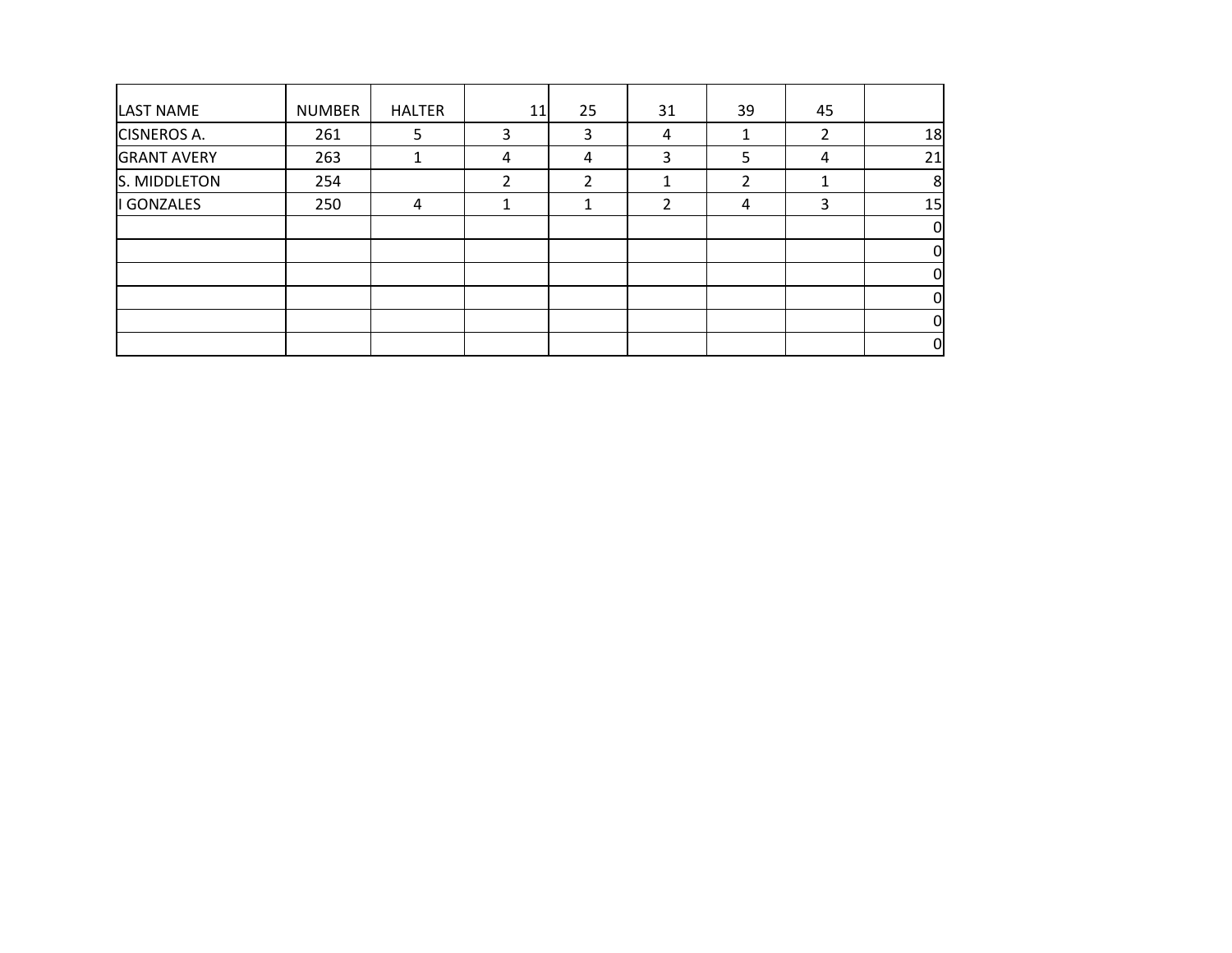| LAST NAME | NUMBER | HALTER | 11 | 25 | 31 | 39 | 45 | |
|---|---|---|---|---|---|---|---|---|
| CISNEROS A. | 261 | 5 | 3 | 3 | 4 | 1 | 2 | 18 |
| GRANT AVERY | 263 | 1 | 4 | 4 | 3 | 5 | 4 | 21 |
| S. MIDDLETON | 254 | | 2 | 2 | 1 | 2 | 1 | 8 |
| I GONZALES | 250 | 4 | 1 | 1 | 2 | 4 | 3 | 15 |
| | | | | | | | | 0 |
| | | | | | | | | 0 |
| | | | | | | | | 0 |
| | | | | | | | | 0 |
| | | | | | | | | 0 |
| | | | | | | | | 0 |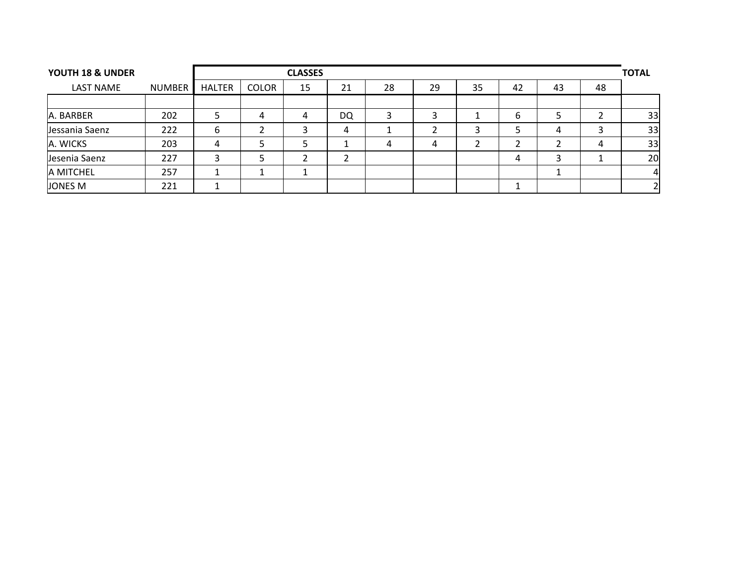| YOUTH 18 & UNDER | | CLASSES | | | | | | | | | | TOTAL |
|---|---|---|---|---|---|---|---|---|---|---|---|---|
| LAST NAME | NUMBER | HALTER | COLOR | 15 | 21 | 28 | 29 | 35 | 42 | 43 | 48 | |
| | | | | | | | | | | | | |
| A. BARBER | 202 | 5 | 4 | 4 | DQ | 3 | 3 | 1 | 6 | 5 | 2 | 33 |
| Jessania Saenz | 222 | 6 | 2 | 3 | 4 | 1 | 2 | 3 | 5 | 4 | 3 | 33 |
| A. WICKS | 203 | 4 | 5 | 5 | 1 | 4 | 4 | 2 | 2 | 2 | 4 | 33 |
| Jesenia Saenz | 227 | 3 | 5 | 2 | 2 | | | | 4 | 3 | 1 | 20 |
| A MITCHEL | 257 | 1 | 1 | 1 | | | | | | 1 | | 4 |
| JONES M | 221 | 1 | | | | | | | 1 | | | 2 |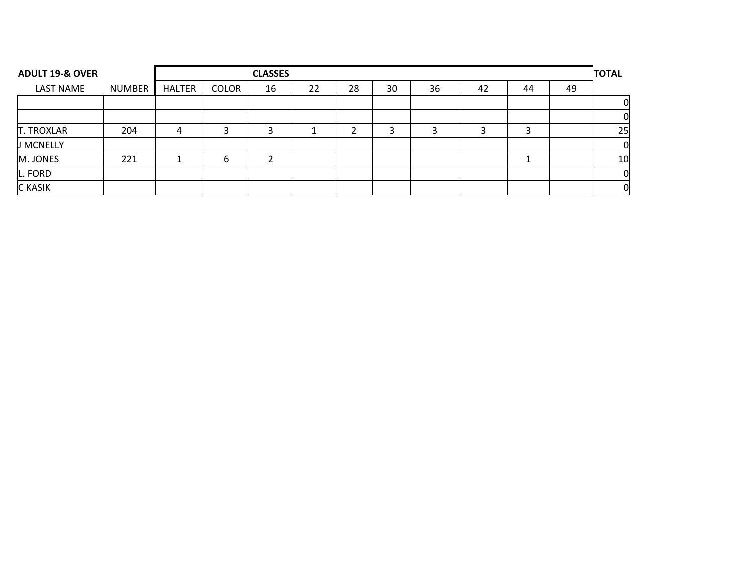| ADULT 19-& OVER | | CLASSES | | | | | | | | | | TOTAL |
|---|---|---|---|---|---|---|---|---|---|---|---|---|
| LAST NAME | NUMBER | HALTER | COLOR | 16 | 22 | 28 | 30 | 36 | 42 | 44 | 49 | |
| | | | | | | | | | | | | 0 |
| | | | | | | | | | | | | 0 |
| T. TROXLAR | 204 | 4 | 3 | 3 | 1 | 2 | 3 | 3 | 3 | 3 | | 25 |
| J MCNELLY | | | | | | | | | | | | 0 |
| M. JONES | 221 | 1 | 6 | 2 | | | | | | 1 | | 10 |
| L. FORD | | | | | | | | | | | | 0 |
| C KASIK | | | | | | | | | | | | 0 |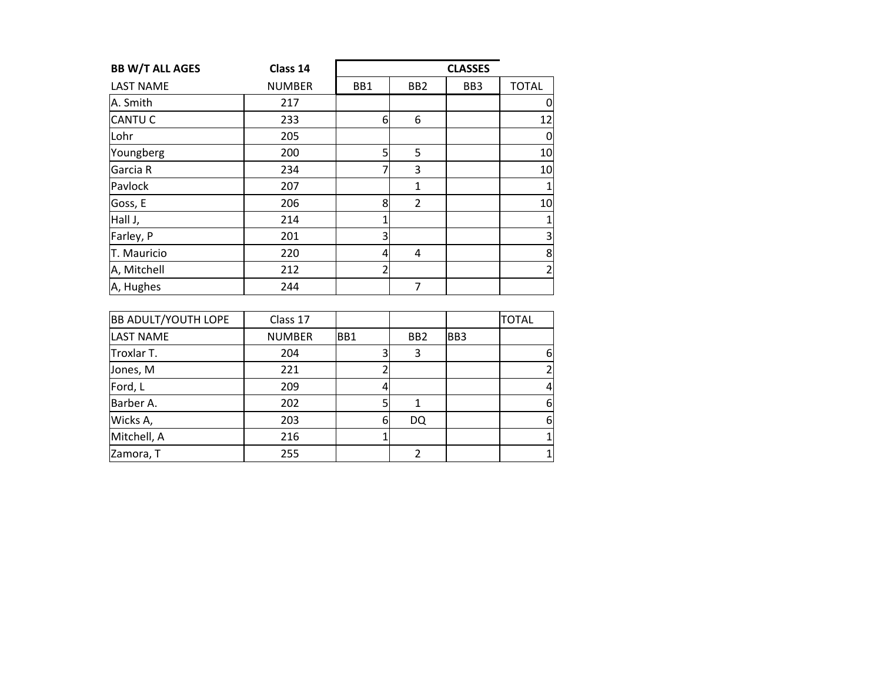| BB W/T ALL AGES | Class 14 | CLASSES | | | |
|---|---|---|---|---|---|
| LAST NAME | NUMBER | BB1 | BB2 | BB3 | TOTAL |
| A. Smith | 217 | | | | 0 |
| CANTU C | 233 | 6 | 6 | | 12 |
| Lohr | 205 | | | | 0 |
| Youngberg | 200 | 5 | 5 | | 10 |
| Garcia R | 234 | 7 | 3 | | 10 |
| Pavlock | 207 | | 1 | | 1 |
| Goss, E | 206 | 8 | 2 | | 10 |
| Hall J, | 214 | 1 | | | 1 |
| Farley, P | 201 | 3 | | | 3 |
| T. Mauricio | 220 | 4 | 4 | | 8 |
| A, Mitchell | 212 | 2 | | | 2 |
| A, Hughes | 244 | | 7 | | |

| BB ADULT/YOUTH LOPE | Class 17 | | | | TOTAL |
|---|---|---|---|---|---|
| LAST NAME | NUMBER | BB1 | BB2 | BB3 | |
| Troxlar T. | 204 | 3 | 3 | | 6 |
| Jones, M | 221 | 2 | | | 2 |
| Ford, L | 209 | 4 | | | 4 |
| Barber A. | 202 | 5 | 1 | | 6 |
| Wicks A, | 203 | 6 | DQ | | 6 |
| Mitchell, A | 216 | 1 | | | 1 |
| Zamora, T | 255 | | 2 | | 1 |